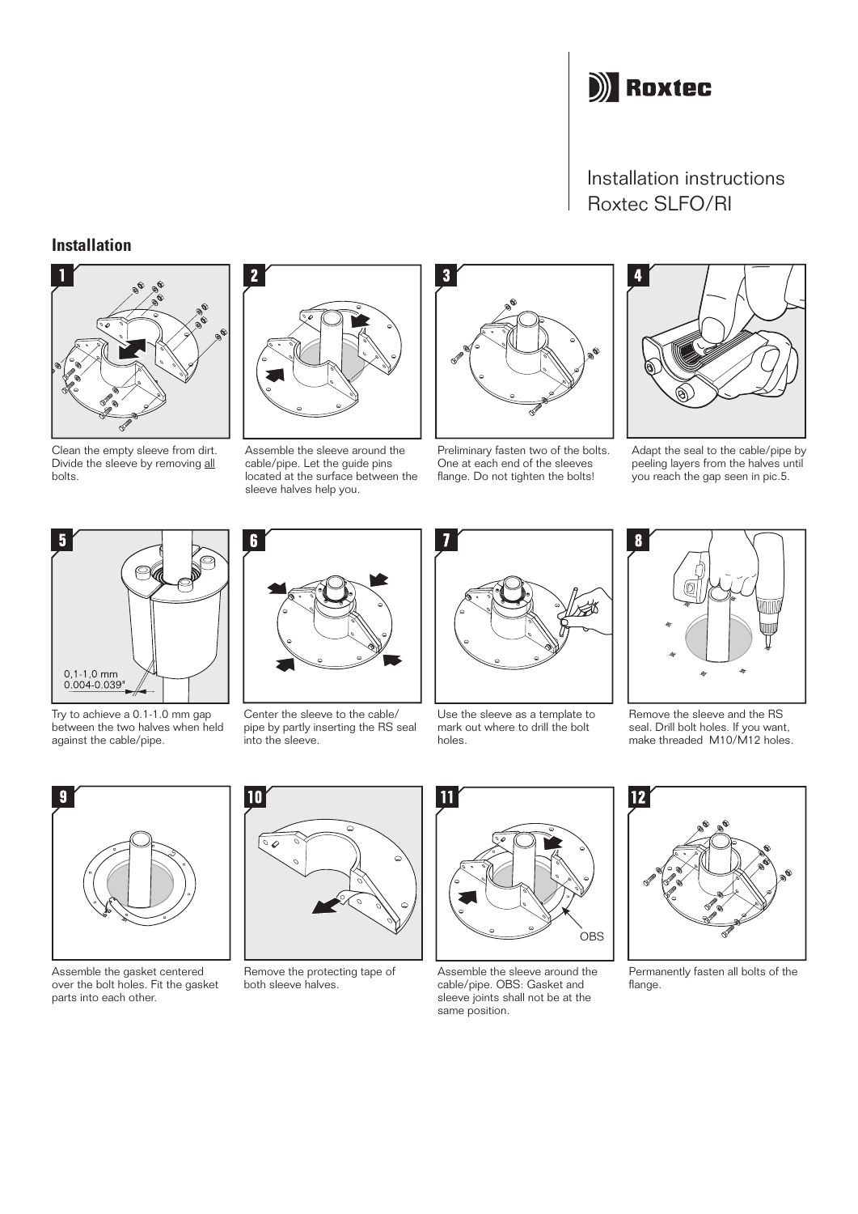Roxtec

Installation instructions
Roxtec SLFO/RI

## Installation

**1**

Clean the empty sleeve from dirt. Divide the sleeve by removing all bolts.

**2**

Assemble the sleeve around the cable/pipe. Let the guide pins located at the surface between the sleeve halves help you.

**3**

Preliminary fasten two of the bolts. One at each end of the sleeves flange. Do not tighten the bolts!

**4**

Adapt the seal to the cable/pipe by peeling layers from the halves until you reach the gap seen in pic.5.

**5**

0,1-1,0 mm
0.004-0.039"

Try to achieve a 0.1-1.0 mm gap between the two halves when held against the cable/pipe.

**6**

Center the sleeve to the cable/pipe by partly inserting the RS seal into the sleeve.

**7**

Use the sleeve as a template to mark out where to drill the bolt holes.

**8**

Remove the sleeve and the RS seal. Drill bolt holes. If you want, make threaded M10/M12 holes.

**9**

Assemble the gasket centered over the bolt holes. Fit the gasket parts into each other.

**10**

Remove the protecting tape of both sleeve halves.

**11**

OBS

Assemble the sleeve around the cable/pipe. OBS: Gasket and sleeve joints shall not be at the same position.

**12**

Permanently fasten all bolts of the flange.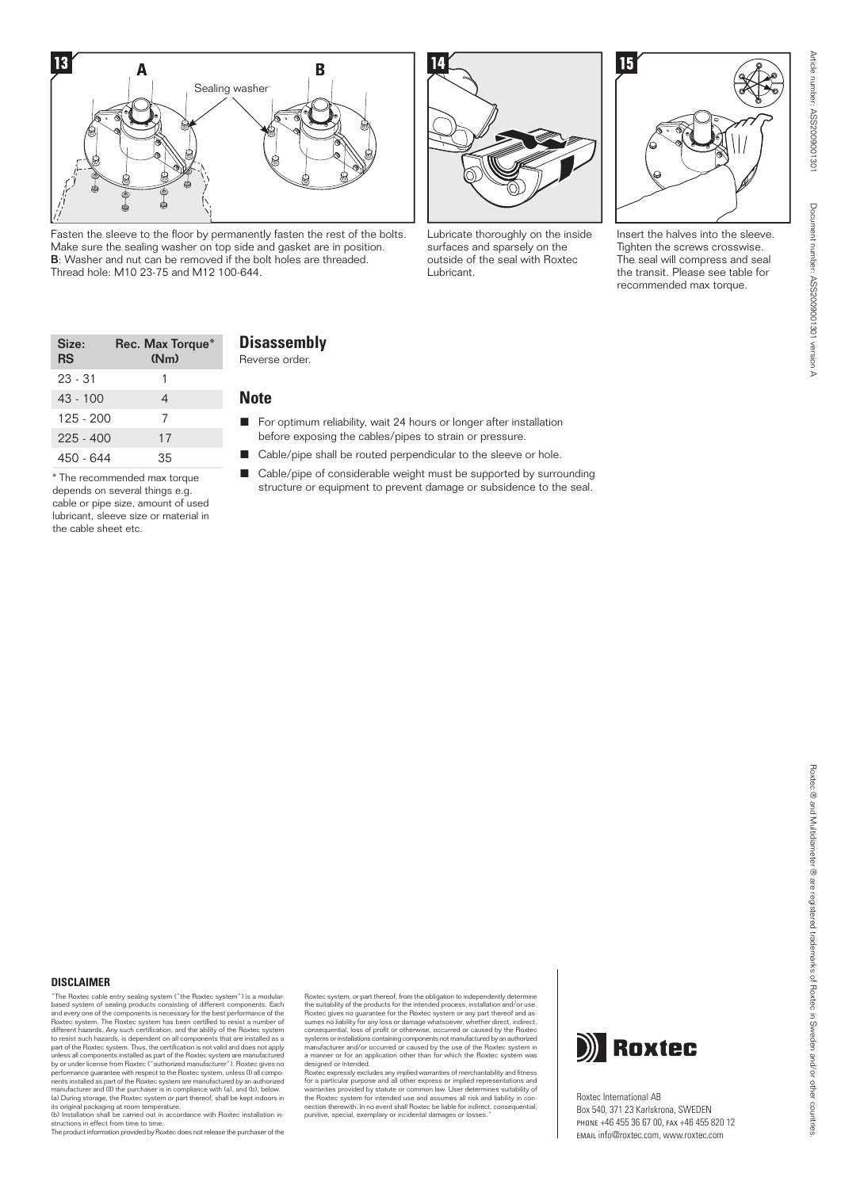**13** **A** **B**

Sealing washer

Fasten the sleeve to the floor by permanently fasten the rest of the bolts. Make sure the sealing washer on top side and gasket are in position.
**B**: Washer and nut can be removed if the bolt holes are threaded.
Thread hole: M10 23-75 and M12 100-644.

**14**

Lubricate thoroughly on the inside surfaces and sparsely on the outside of the seal with Roxtec Lubricant.

**15**

Insert the halves into the sleeve. Tighten the screws crosswise. The seal will compress and seal the transit. Please see table for recommended max torque.

| Size: RS | Rec. Max Torque* (Nm) |
|---|---|
| 23 - 31 | 1 |
| 43 - 100 | 4 |
| 125 - 200 | 7 |
| 225 - 400 | 17 |
| 450 - 644 | 35 |

\* The recommended max torque depends on several things e.g. cable or pipe size, amount of used lubricant, sleeve size or material in the cable sheet etc.

## Disassembly

Reverse order.

## Note

- For optimum reliability, wait 24 hours or longer after installation before exposing the cables/pipes to strain or pressure.
- Cable/pipe shall be routed perpendicular to the sleeve or hole.
- Cable/pipe of considerable weight must be supported by surrounding structure or equipment to prevent damage or subsidence to the seal.

### DISCLAIMER

"The Roxtec cable entry sealing system ("the Roxtec system") is a modular-based system of sealing products consisting of different components. Each and every one of the components is necessary for the best performance of the Roxtec system. The Roxtec system has been certified to resist a number of different hazards. Any such certification, and the ability of the Roxtec system to resist such hazards, is dependent on all components that are installed as a part of the Roxtec system. Thus, the certification is not valid and does not apply unless all components installed as part of the Roxtec system are manufactured by or under license from Roxtec ("authorized manufacturer"). Roxtec gives no performance guarantee with respect to the Roxtec system, unless (I) all components installed as part of the Roxtec system are manufactured by an authorized manufacturer and (II) the purchaser is in compliance with (a), and (b), below.
(a) During storage, the Roxtec system or part thereof, shall be kept indoors in its original packaging at room temperature.
(b) Installation shall be carried out in accordance with Roxtec installation instructions in effect from time to time.
The product information provided by Roxtec does not release the purchaser of the Roxtec system, or part thereof, from the obligation to independently determine the suitability of the products for the intended process, installation and/or use. Roxtec gives no guarantee for the Roxtec system or any part thereof and assumes no liability for any loss or damage whatsoever, whether direct, indirect, consequential, loss of profit or otherwise, occurred or caused by the Roxtec systems or installations containing components not manufactured by an authorized manufacturer and/or occurred or caused by the use of the Roxtec system in a manner or for an application other than for which the Roxtec system was designed or intended.
Roxtec expressly excludes any implied warranties of merchantability and fitness for a particular purpose and all other express or implied representations and warranties provided by statute or common law. User determines suitability of the Roxtec system for intended use and assumes all risk and liability in connection therewith. In no event shall Roxtec be liable for indirect, consequential, punitive, special, exemplary or incidental damages or losses."

Roxtec

Roxtec International AB
Box 540, 371 23 Karlskrona, SWEDEN
PHONE +46 455 36 67 00, FAX +46 455 820 12
EMAIL info@roxtec.com, www.roxtec.com

Article number: ASS2009001301 Document number: ASS2009001301 version A

Roxtec ® and Multidiameter ® are registered trademarks of Roxtec in Sweden and/or other countries.